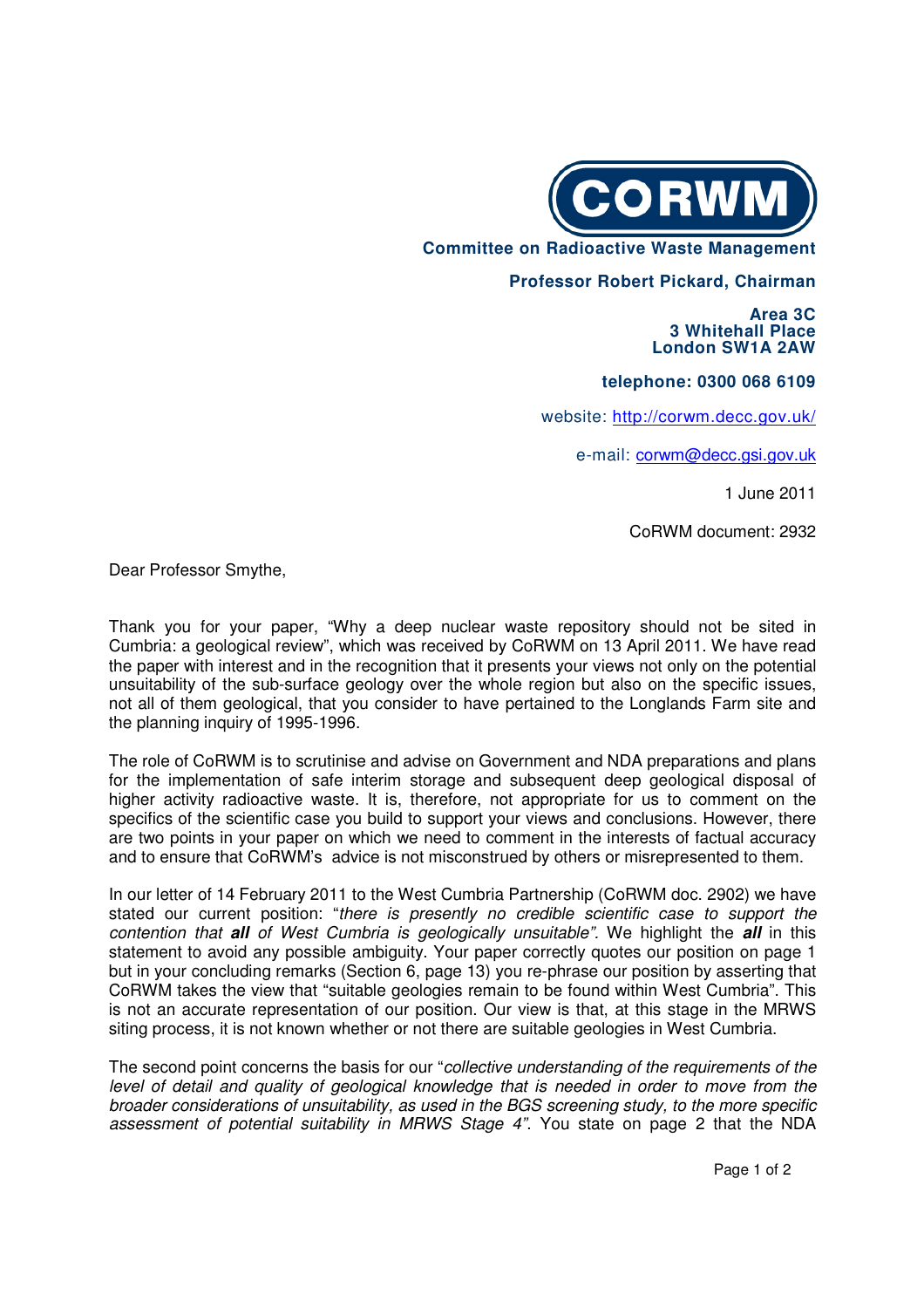**CORWM**

**Committee on Radioactive Waste Management**

**Professor Robert Pickard, Chairman**

**Area 3C**
**3 Whitehall Place**
**London SW1A 2AW**

**telephone: 0300 068 6109**

website: http://corwm.decc.gov.uk/

e-mail: corwm@decc.gsi.gov.uk

1 June 2011

CoRWM document: 2932

Dear Professor Smythe,

Thank you for your paper, "Why a deep nuclear waste repository should not be sited in Cumbria: a geological review", which was received by CoRWM on 13 April 2011. We have read the paper with interest and in the recognition that it presents your views not only on the potential unsuitability of the sub-surface geology over the whole region but also on the specific issues, not all of them geological, that you consider to have pertained to the Longlands Farm site and the planning inquiry of 1995-1996.

The role of CoRWM is to scrutinise and advise on Government and NDA preparations and plans for the implementation of safe interim storage and subsequent deep geological disposal of higher activity radioactive waste. It is, therefore, not appropriate for us to comment on the specifics of the scientific case you build to support your views and conclusions. However, there are two points in your paper on which we need to comment in the interests of factual accuracy and to ensure that CoRWM's advice is not misconstrued by others or misrepresented to them.

In our letter of 14 February 2011 to the West Cumbria Partnership (CoRWM doc. 2902) we have stated our current position: "*there is presently no credible scientific case to support the contention that **all** of West Cumbria is geologically unsuitable"*. We highlight the ***all*** in this statement to avoid any possible ambiguity. Your paper correctly quotes our position on page 1 but in your concluding remarks (Section 6, page 13) you re-phrase our position by asserting that CoRWM takes the view that "suitable geologies remain to be found within West Cumbria". This is not an accurate representation of our position. Our view is that, at this stage in the MRWS siting process, it is not known whether or not there are suitable geologies in West Cumbria.

The second point concerns the basis for our "*collective understanding of the requirements of the level of detail and quality of geological knowledge that is needed in order to move from the broader considerations of unsuitability, as used in the BGS screening study, to the more specific assessment of potential suitability in MRWS Stage 4"*. You state on page 2 that the NDA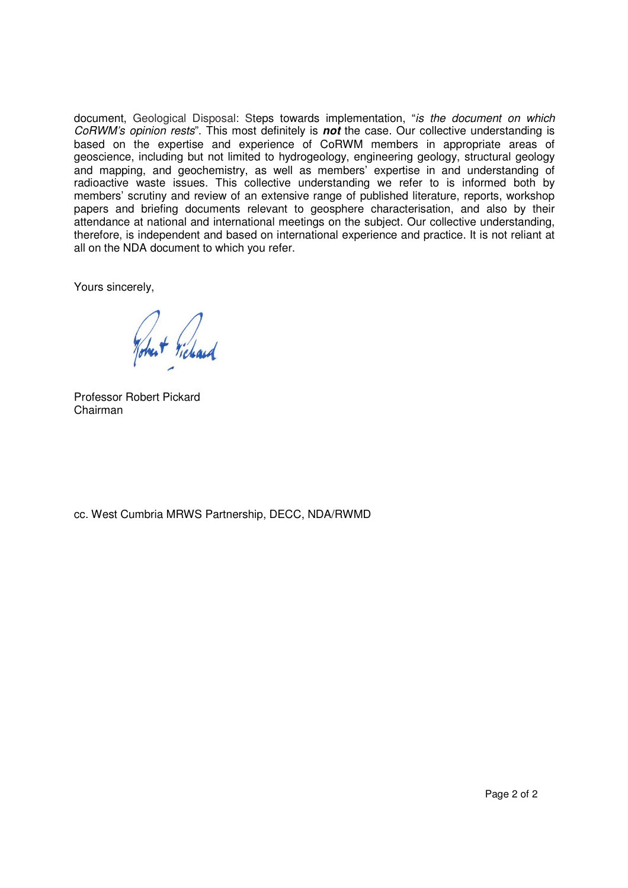document, Geological Disposal: Steps towards implementation, "*is the document on which CoRWM's opinion rests*". This most definitely is ***not*** the case. Our collective understanding is based on the expertise and experience of CoRWM members in appropriate areas of geoscience, including but not limited to hydrogeology, engineering geology, structural geology and mapping, and geochemistry, as well as members' expertise in and understanding of radioactive waste issues. This collective understanding we refer to is informed both by members' scrutiny and review of an extensive range of published literature, reports, workshop papers and briefing documents relevant to geosphere characterisation, and also by their attendance at national and international meetings on the subject. Our collective understanding, therefore, is independent and based on international experience and practice. It is not reliant at all on the NDA document to which you refer.

Yours sincerely,

Professor Robert Pickard
Chairman

cc. West Cumbria MRWS Partnership, DECC, NDA/RWMD